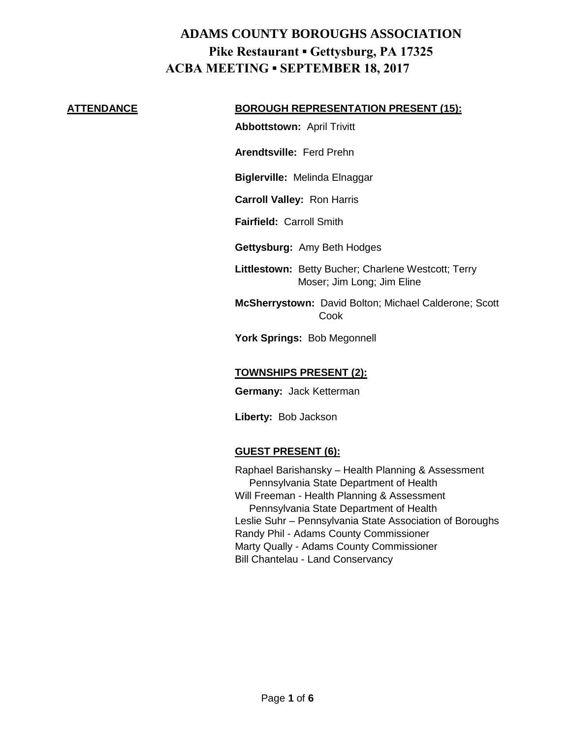# ADAMS COUNTY BOROUGHS ASSOCIATION

## Pike Restaurant ▪ Gettysburg, PA 17325

## ACBA MEETING ▪ SEPTEMBER 18, 2017

**ATTENDANCE**

**BOROUGH REPRESENTATION PRESENT (15):**

**Abbottstown:** April Trivitt

**Arendtsville:** Ferd Prehn

**Biglerville:** Melinda Elnaggar

**Carroll Valley:** Ron Harris

**Fairfield:** Carroll Smith

**Gettysburg:** Amy Beth Hodges

**Littlestown:** Betty Bucher; Charlene Westcott; Terry Moser; Jim Long; Jim Eline

**McSherrystown:** David Bolton; Michael Calderone; Scott Cook

**York Springs:** Bob Megonnell

**TOWNSHIPS PRESENT (2):**

**Germany:** Jack Ketterman

**Liberty:** Bob Jackson

**GUEST PRESENT (6):**

Raphael Barishansky – Health Planning & Assessment Pennsylvania State Department of Health
Will Freeman - Health Planning & Assessment Pennsylvania State Department of Health
Leslie Suhr – Pennsylvania State Association of Boroughs
Randy Phil - Adams County Commissioner
Marty Qually - Adams County Commissioner
Bill Chantelau - Land Conservancy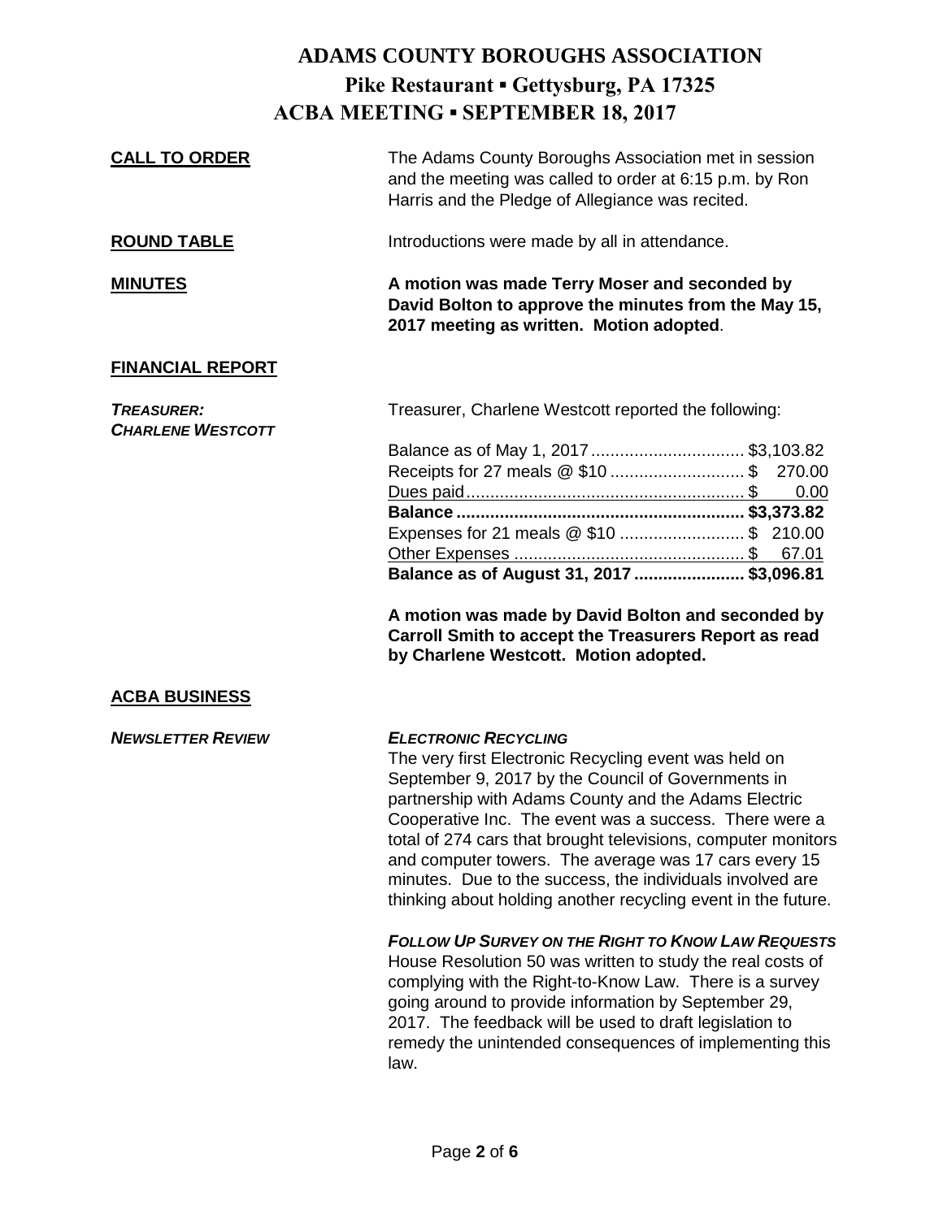# ADAMS COUNTY BOROUGHS ASSOCIATION
## Pike Restaurant ▪ Gettysburg, PA 17325
## ACBA MEETING ▪ SEPTEMBER 18, 2017

**CALL TO ORDER**

The Adams County Boroughs Association met in session and the meeting was called to order at 6:15 p.m. by Ron Harris and the Pledge of Allegiance was recited.

**ROUND TABLE**

Introductions were made by all in attendance.

**MINUTES**

**A motion was made Terry Moser and seconded by David Bolton to approve the minutes from the May 15, 2017 meeting as written. Motion adopted**.

**FINANCIAL REPORT**

***TREASURER: CHARLENE WESTCOTT***

Treasurer, Charlene Westcott reported the following:

| | |
|---|---|
| Balance as of May 1, 2017 | $3,103.82 |
| Receipts for 27 meals @ $10 | $ 270.00 |
| Dues paid | $ 0.00 |
| **Balance** | **$3,373.82** |
| Expenses for 21 meals @ $10 | $ 210.00 |
| Other Expenses | $ 67.01 |
| **Balance as of August 31, 2017** | **$3,096.81** |

**A motion was made by David Bolton and seconded by Carroll Smith to accept the Treasurers Report as read by Charlene Westcott. Motion adopted.**

**ACBA BUSINESS**

***NEWSLETTER REVIEW***

***ELECTRONIC RECYCLING***

The very first Electronic Recycling event was held on September 9, 2017 by the Council of Governments in partnership with Adams County and the Adams Electric Cooperative Inc. The event was a success. There were a total of 274 cars that brought televisions, computer monitors and computer towers. The average was 17 cars every 15 minutes. Due to the success, the individuals involved are thinking about holding another recycling event in the future.

***FOLLOW UP SURVEY ON THE RIGHT TO KNOW LAW REQUESTS***

House Resolution 50 was written to study the real costs of complying with the Right-to-Know Law. There is a survey going around to provide information by September 29, 2017. The feedback will be used to draft legislation to remedy the unintended consequences of implementing this law.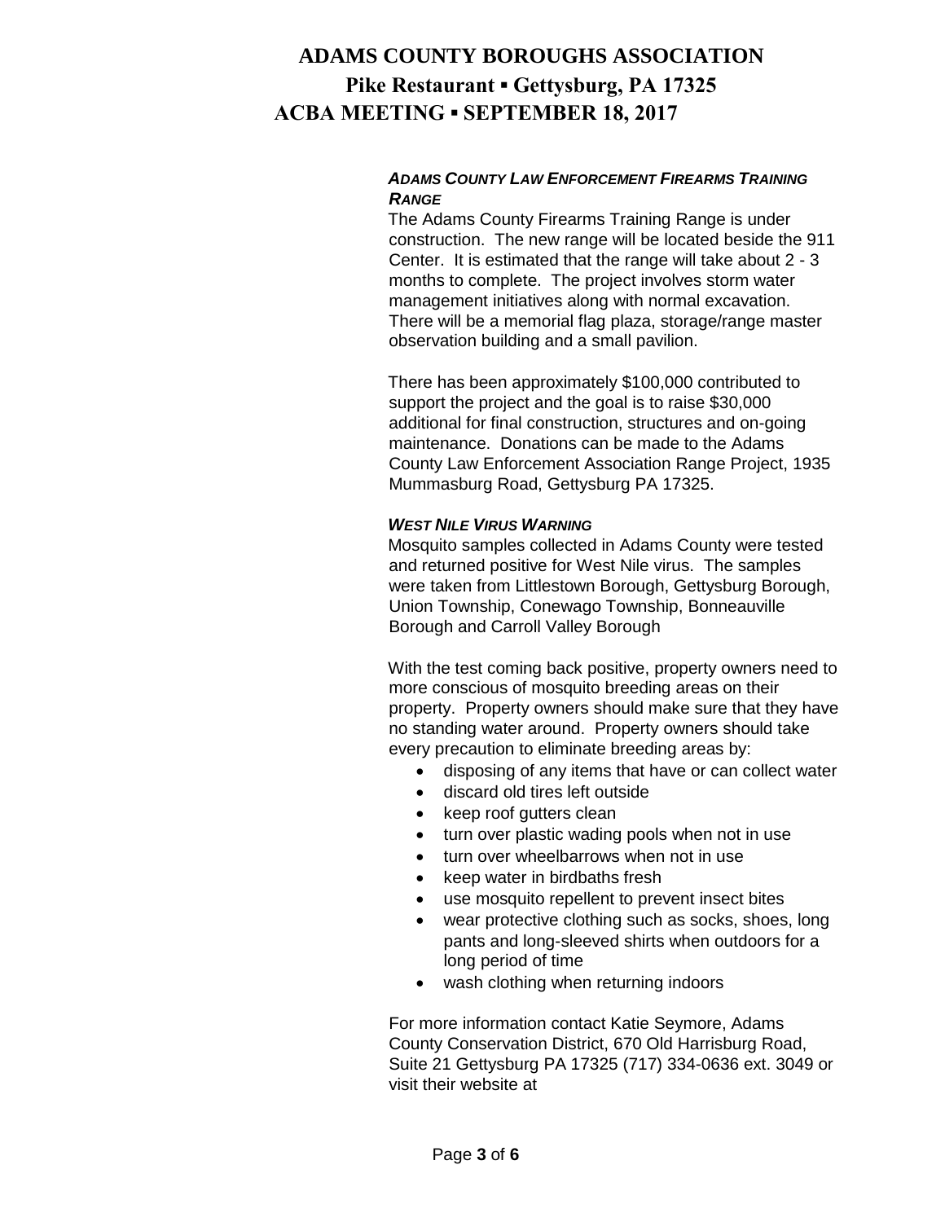### *ADAMS COUNTY LAW ENFORCEMENT FIREARMS TRAINING RANGE*

The Adams County Firearms Training Range is under construction. The new range will be located beside the 911 Center. It is estimated that the range will take about 2 - 3 months to complete. The project involves storm water management initiatives along with normal excavation. There will be a memorial flag plaza, storage/range master observation building and a small pavilion.

There has been approximately $100,000 contributed to support the project and the goal is to raise $30,000 additional for final construction, structures and on-going maintenance. Donations can be made to the Adams County Law Enforcement Association Range Project, 1935 Mummasburg Road, Gettysburg PA 17325.

### *WEST NILE VIRUS WARNING*

Mosquito samples collected in Adams County were tested and returned positive for West Nile virus. The samples were taken from Littlestown Borough, Gettysburg Borough, Union Township, Conewago Township, Bonneauville Borough and Carroll Valley Borough

With the test coming back positive, property owners need to more conscious of mosquito breeding areas on their property. Property owners should make sure that they have no standing water around. Property owners should take every precaution to eliminate breeding areas by:

- disposing of any items that have or can collect water
- discard old tires left outside
- keep roof gutters clean
- turn over plastic wading pools when not in use
- turn over wheelbarrows when not in use
- keep water in birdbaths fresh
- use mosquito repellent to prevent insect bites
- wear protective clothing such as socks, shoes, long pants and long-sleeved shirts when outdoors for a long period of time
- wash clothing when returning indoors

For more information contact Katie Seymore, Adams County Conservation District, 670 Old Harrisburg Road, Suite 21 Gettysburg PA 17325 (717) 334-0636 ext. 3049 or visit their website at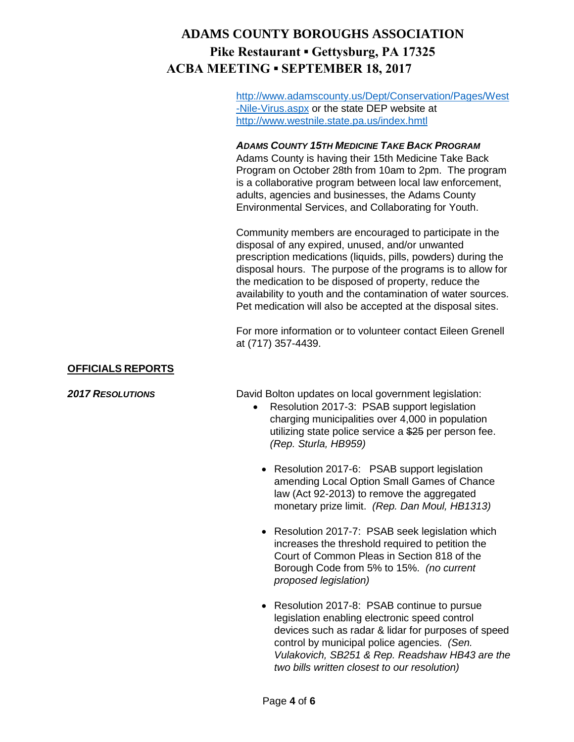http://www.adamscounty.us/Dept/Conservation/Pages/West-Nile-Virus.aspx or the state DEP website at http://www.westnile.state.pa.us/index.hmtl

***ADAMS COUNTY 15TH MEDICINE TAKE BACK PROGRAM***

Adams County is having their 15th Medicine Take Back Program on October 28th from 10am to 2pm. The program is a collaborative program between local law enforcement, adults, agencies and businesses, the Adams County Environmental Services, and Collaborating for Youth.

Community members are encouraged to participate in the disposal of any expired, unused, and/or unwanted prescription medications (liquids, pills, powders) during the disposal hours. The purpose of the programs is to allow for the medication to be disposed of property, reduce the availability to youth and the contamination of water sources. Pet medication will also be accepted at the disposal sites.

For more information or to volunteer contact Eileen Grenell at (717) 357-4439.

## OFFICIALS REPORTS

***2017 RESOLUTIONS***

David Bolton updates on local government legislation:

- Resolution 2017-3: PSAB support legislation charging municipalities over 4,000 in population utilizing state police service a ~~$25~~ per person fee. *(Rep. Sturla, HB959)*
- Resolution 2017-6: PSAB support legislation amending Local Option Small Games of Chance law (Act 92-2013) to remove the aggregated monetary prize limit. *(Rep. Dan Moul, HB1313)*
- Resolution 2017-7: PSAB seek legislation which increases the threshold required to petition the Court of Common Pleas in Section 818 of the Borough Code from 5% to 15%. *(no current proposed legislation)*
- Resolution 2017-8: PSAB continue to pursue legislation enabling electronic speed control devices such as radar & lidar for purposes of speed control by municipal police agencies. *(Sen. Vulakovich, SB251 & Rep. Readshaw HB43 are the two bills written closest to our resolution)*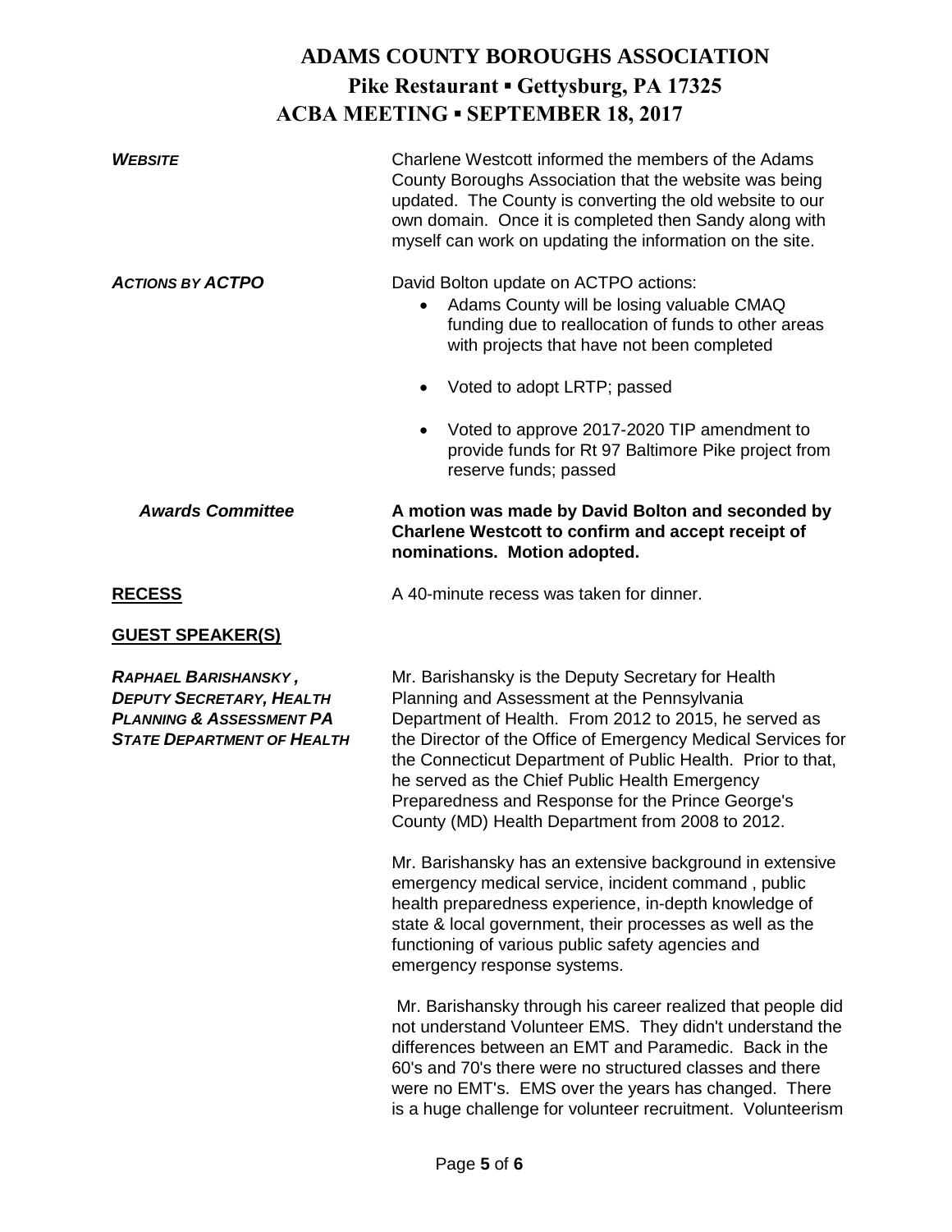# ADAMS COUNTY BOROUGHS ASSOCIATION
## Pike Restaurant ▪ Gettysburg, PA 17325
## ACBA MEETING ▪ SEPTEMBER 18, 2017

***WEBSITE***

Charlene Westcott informed the members of the Adams County Boroughs Association that the website was being updated. The County is converting the old website to our own domain. Once it is completed then Sandy along with myself can work on updating the information on the site.

***ACTIONS BY ACTPO***

David Bolton update on ACTPO actions:

- Adams County will be losing valuable CMAQ funding due to reallocation of funds to other areas with projects that have not been completed
- Voted to adopt LRTP; passed
- Voted to approve 2017-2020 TIP amendment to provide funds for Rt 97 Baltimore Pike project from reserve funds; passed

***Awards Committee***

**A motion was made by David Bolton and seconded by Charlene Westcott to confirm and accept receipt of nominations. Motion adopted.**

**RECESS**

A 40-minute recess was taken for dinner.

**GUEST SPEAKER(S)**

***RAPHAEL BARISHANSKY , DEPUTY SECRETARY, HEALTH PLANNING & ASSESSMENT PA STATE DEPARTMENT OF HEALTH***

Mr. Barishansky is the Deputy Secretary for Health Planning and Assessment at the Pennsylvania Department of Health. From 2012 to 2015, he served as the Director of the Office of Emergency Medical Services for the Connecticut Department of Public Health. Prior to that, he served as the Chief Public Health Emergency Preparedness and Response for the Prince George's County (MD) Health Department from 2008 to 2012.

Mr. Barishansky has an extensive background in extensive emergency medical service, incident command , public health preparedness experience, in-depth knowledge of state & local government, their processes as well as the functioning of various public safety agencies and emergency response systems.

Mr. Barishansky through his career realized that people did not understand Volunteer EMS. They didn't understand the differences between an EMT and Paramedic. Back in the 60's and 70's there were no structured classes and there were no EMT's. EMS over the years has changed. There is a huge challenge for volunteer recruitment. Volunteerism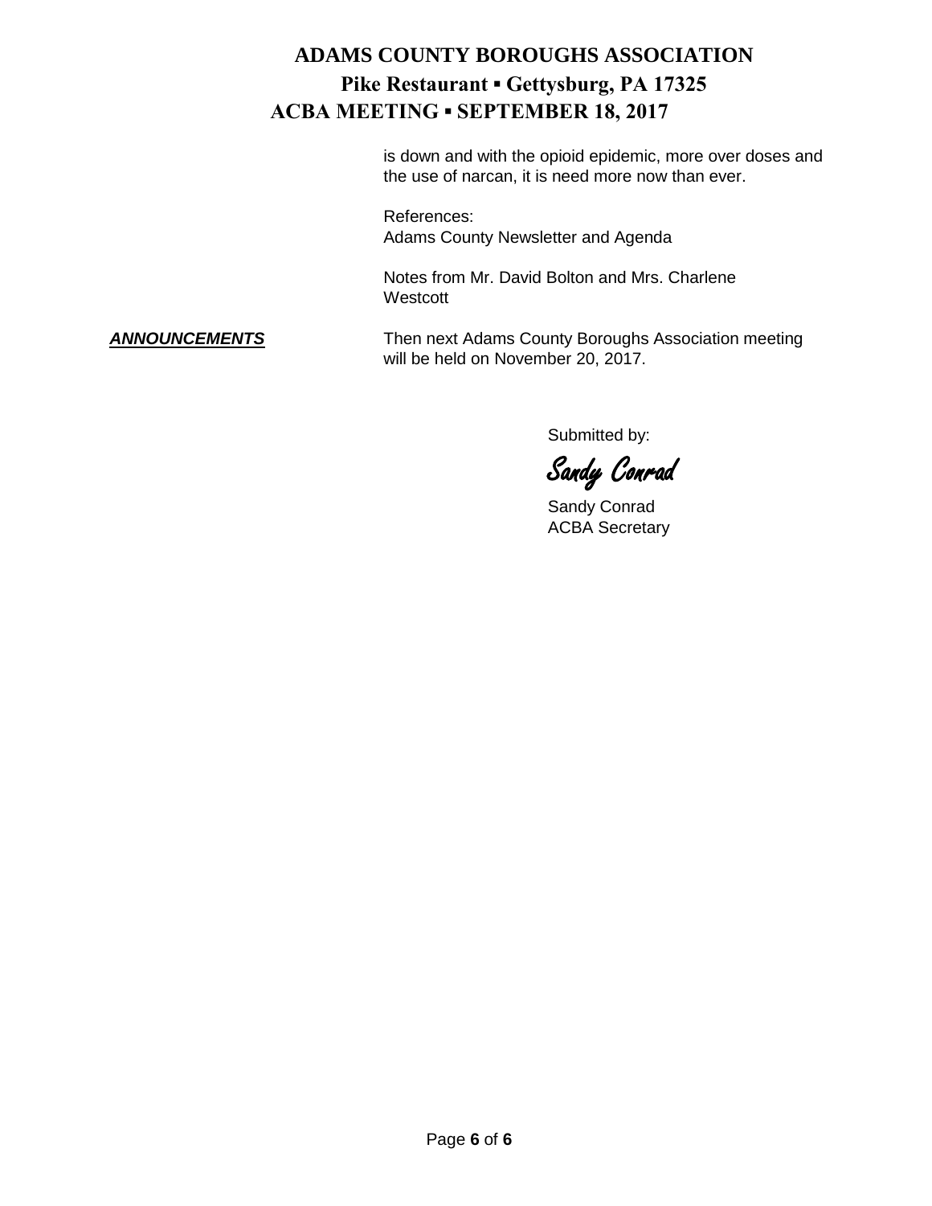is down and with the opioid epidemic, more over doses and the use of narcan, it is need more now than ever.

References:
Adams County Newsletter and Agenda

Notes from Mr. David Bolton and Mrs. Charlene Westcott

***ANNOUNCEMENTS*** Then next Adams County Boroughs Association meeting will be held on November 20, 2017.

Submitted by:

*Sandy Conrad*

Sandy Conrad
ACBA Secretary